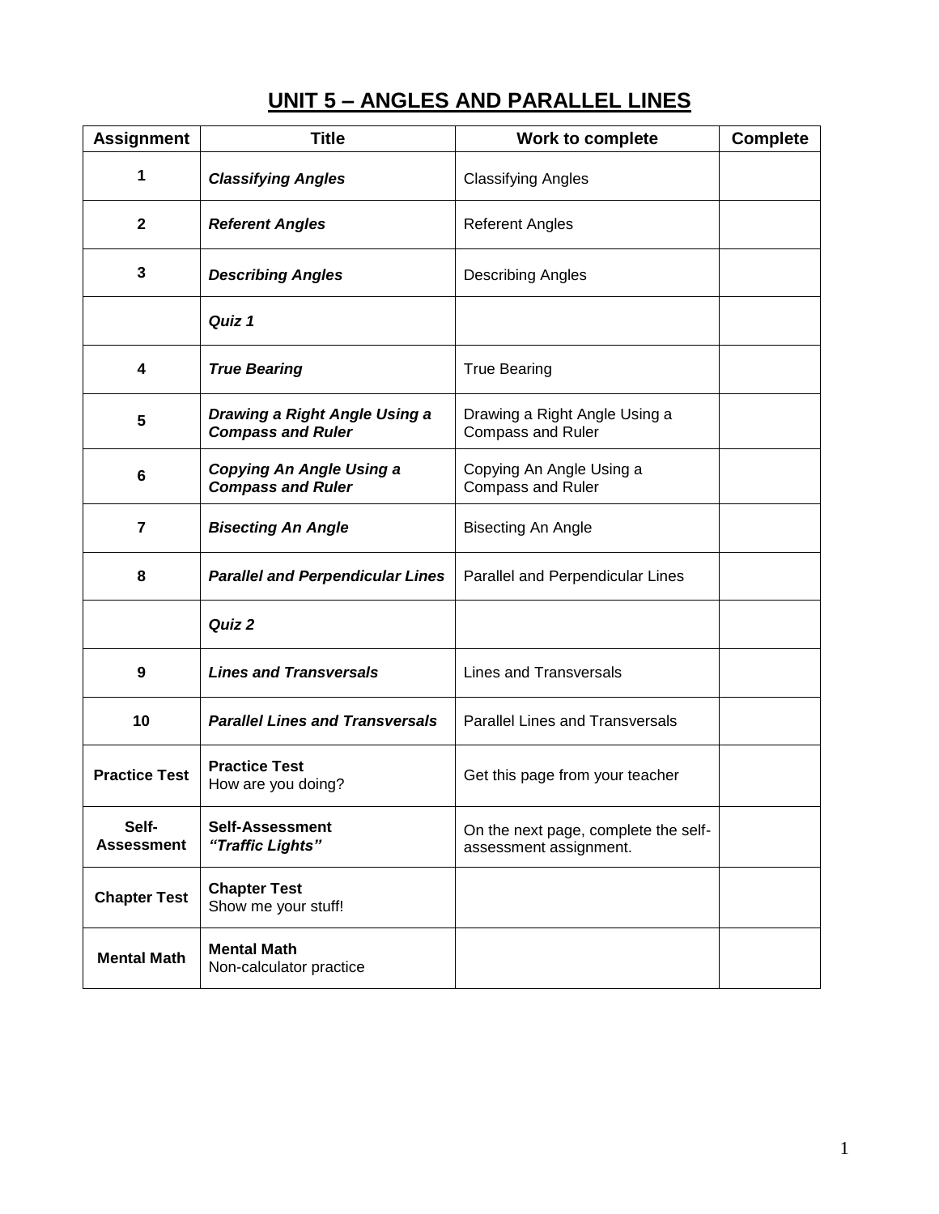# UNIT 5 – ANGLES AND PARALLEL LINES

| Assignment | Title | Work to complete | Complete |
|---|---|---|---|
| **1** | ***Classifying Angles*** | Classifying Angles | |
| **2** | ***Referent Angles*** | Referent Angles | |
| **3** | ***Describing Angles*** | Describing Angles | |
| | ***Quiz 1*** | | |
| **4** | ***True Bearing*** | True Bearing | |
| **5** | ***Drawing a Right Angle Using a Compass and Ruler*** | Drawing a Right Angle Using a Compass and Ruler | |
| **6** | ***Copying An Angle Using a Compass and Ruler*** | Copying An Angle Using a Compass and Ruler | |
| **7** | ***Bisecting An Angle*** | Bisecting An Angle | |
| **8** | ***Parallel and Perpendicular Lines*** | Parallel and Perpendicular Lines | |
| | ***Quiz 2*** | | |
| **9** | ***Lines and Transversals*** | Lines and Transversals | |
| **10** | ***Parallel Lines and Transversals*** | Parallel Lines and Transversals | |
| **Practice Test** | **Practice Test** How are you doing? | Get this page from your teacher | |
| **Self-Assessment** | **Self-Assessment** ***"Traffic Lights"*** | On the next page, complete the self-assessment assignment. | |
| **Chapter Test** | **Chapter Test** Show me your stuff! | | |
| **Mental Math** | **Mental Math** Non-calculator practice | | |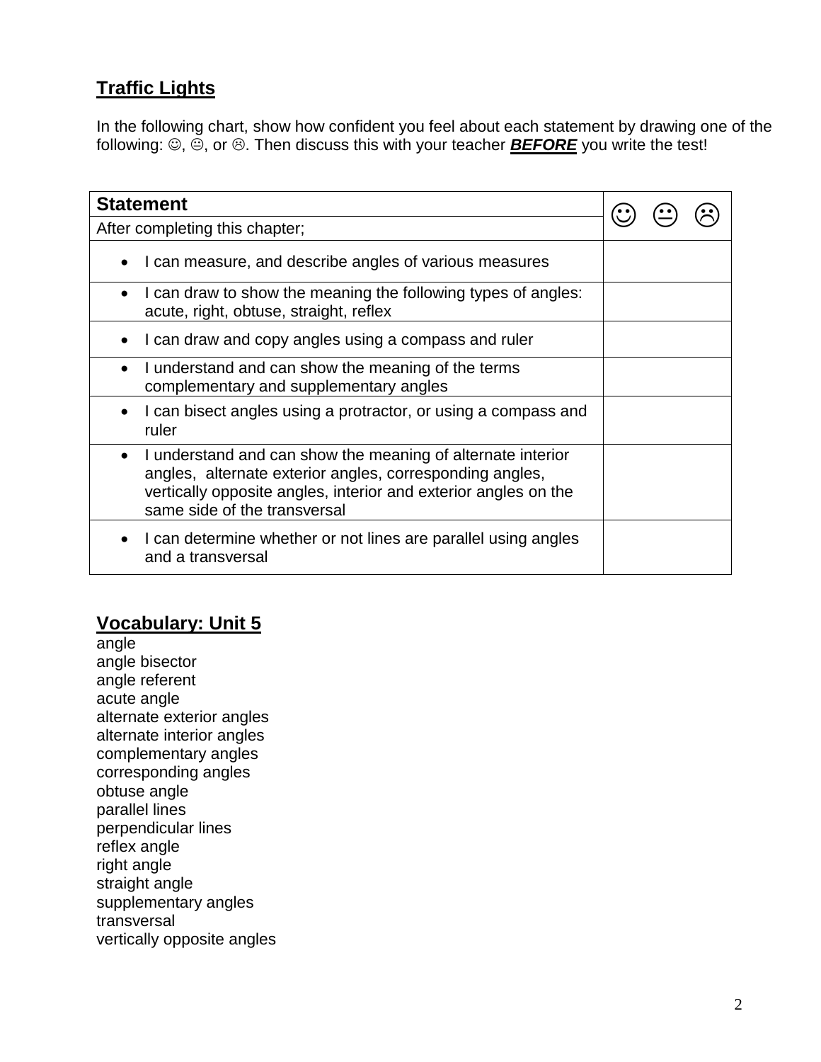## Traffic Lights

In the following chart, show how confident you feel about each statement by drawing one of the following: ☺, 😐, or ☹. Then discuss this with your teacher ***BEFORE*** you write the test!

| **Statement** | ☺ 😐 ☹ |
|---|---|
| After completing this chapter; | |
| • I can measure, and describe angles of various measures | |
| • I can draw to show the meaning the following types of angles: acute, right, obtuse, straight, reflex | |
| • I can draw and copy angles using a compass and ruler | |
| • I understand and can show the meaning of the terms complementary and supplementary angles | |
| • I can bisect angles using a protractor, or using a compass and ruler | |
| • I understand and can show the meaning of alternate interior angles, alternate exterior angles, corresponding angles, vertically opposite angles, interior and exterior angles on the same side of the transversal | |
| • I can determine whether or not lines are parallel using angles and a transversal | |

## Vocabulary: Unit 5

angle
angle bisector
angle referent
acute angle
alternate exterior angles
alternate interior angles
complementary angles
corresponding angles
obtuse angle
parallel lines
perpendicular lines
reflex angle
right angle
straight angle
supplementary angles
transversal
vertically opposite angles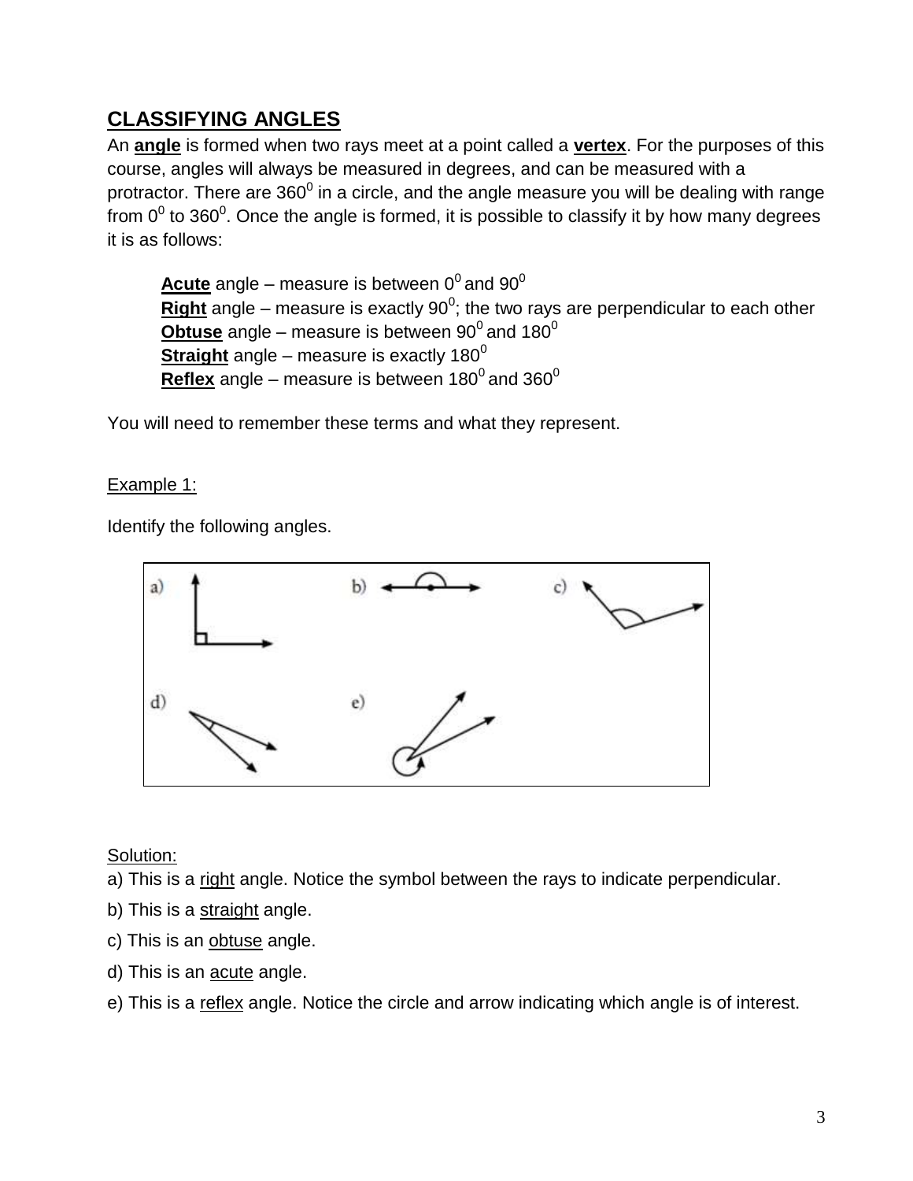## CLASSIFYING ANGLES

An **angle** is formed when two rays meet at a point called a **vertex**. For the purposes of this course, angles will always be measured in degrees, and can be measured with a protractor. There are $360^0$ in a circle, and the angle measure you will be dealing with range from $0^0$ to $360^0$. Once the angle is formed, it is possible to classify it by how many degrees it is as follows:

> **Acute** angle – measure is between $0^0$ and $90^0$
> **Right** angle – measure is exactly $90^0$; the two rays are perpendicular to each other
> **Obtuse** angle – measure is between $90^0$ and $180^0$
> **Straight** angle – measure is exactly $180^0$
> **Reflex** angle – measure is between $180^0$ and $360^0$

You will need to remember these terms and what they represent.

Example 1:

Identify the following angles.

Solution:

a) This is a right angle. Notice the symbol between the rays to indicate perpendicular.

b) This is a straight angle.

c) This is an obtuse angle.

d) This is an acute angle.

e) This is a reflex angle. Notice the circle and arrow indicating which angle is of interest.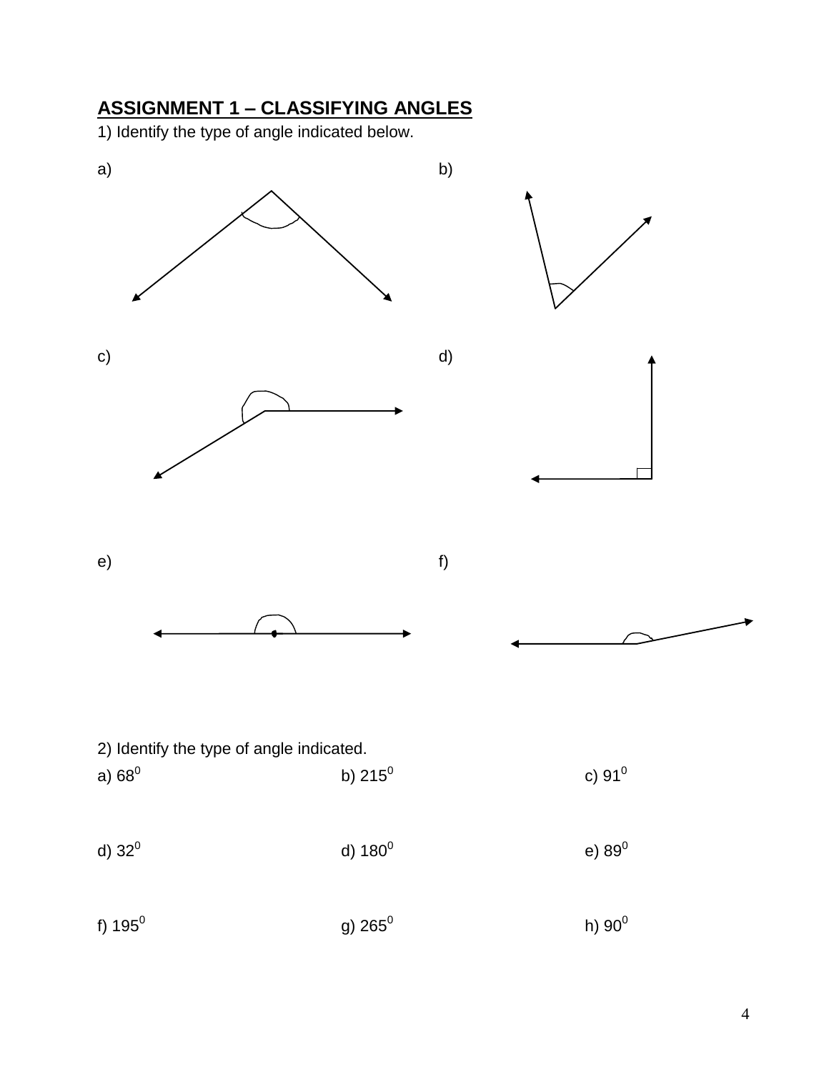## ASSIGNMENT 1 – CLASSIFYING ANGLES

1) Identify the type of angle indicated below.

a)

b)

c)

d)

e)

f)

2) Identify the type of angle indicated.

a) $68^0$

b) $215^0$

c) $91^0$

d) $32^0$

d) $180^0$

e) $89^0$

f) $195^0$

g) $265^0$

h) $90^0$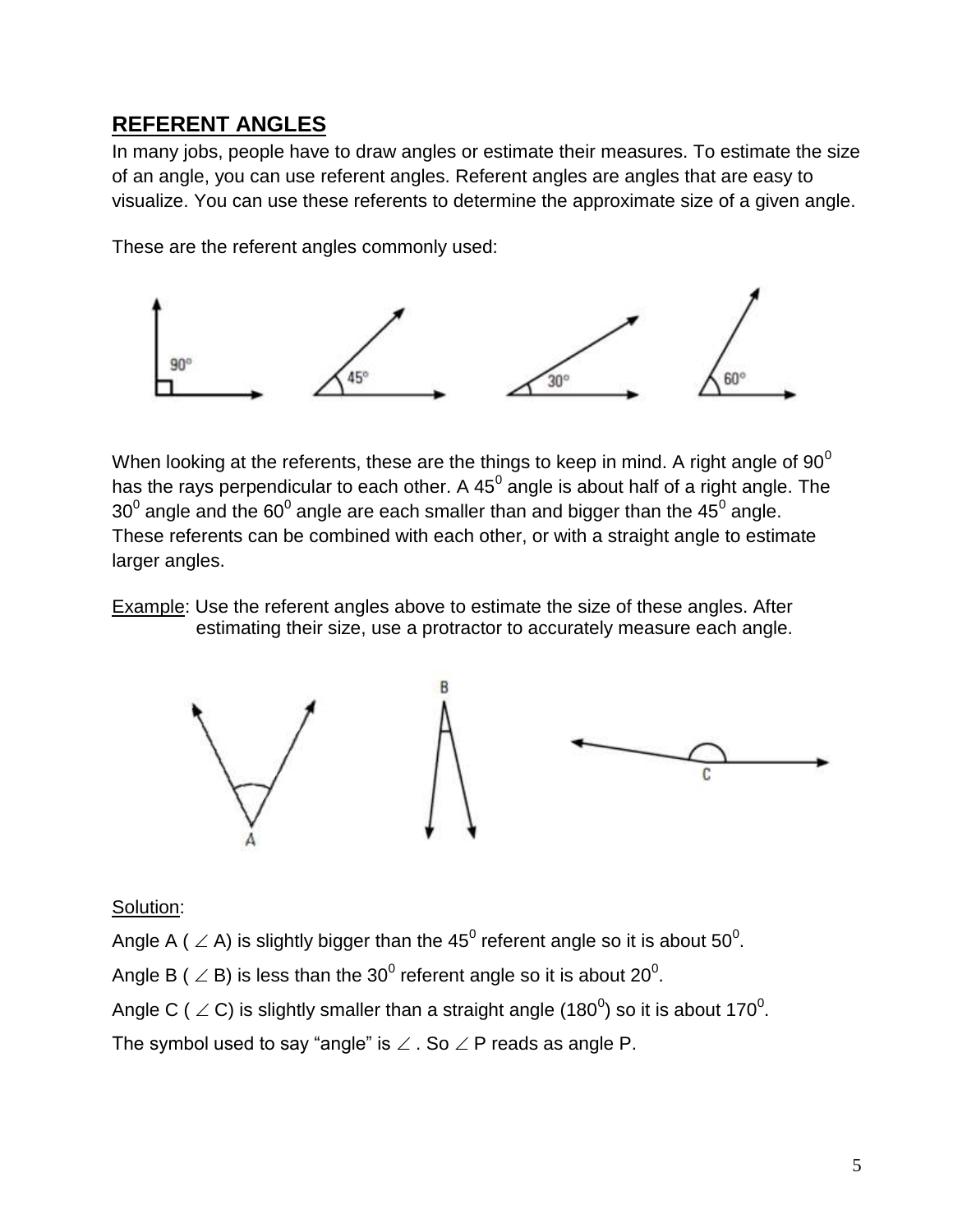## REFERENT ANGLES

In many jobs, people have to draw angles or estimate their measures. To estimate the size of an angle, you can use referent angles. Referent angles are angles that are easy to visualize. You can use these referents to determine the approximate size of a given angle.

These are the referent angles commonly used:

When looking at the referents, these are the things to keep in mind. A right angle of $90^0$ has the rays perpendicular to each other. A $45^0$ angle is about half of a right angle. The $30^0$ angle and the $60^0$ angle are each smaller than and bigger than the $45^0$ angle. These referents can be combined with each other, or with a straight angle to estimate larger angles.

Example: Use the referent angles above to estimate the size of these angles. After estimating their size, use a protractor to accurately measure each angle.

Solution:

Angle A ( $\angle$ A) is slightly bigger than the $45^0$ referent angle so it is about $50^0$.

Angle B ( $\angle$ B) is less than the $30^0$ referent angle so it is about $20^0$.

Angle C ( $\angle$ C) is slightly smaller than a straight angle ($180^0$) so it is about $170^0$.

The symbol used to say "angle" is $\angle$ . So $\angle$ P reads as angle P.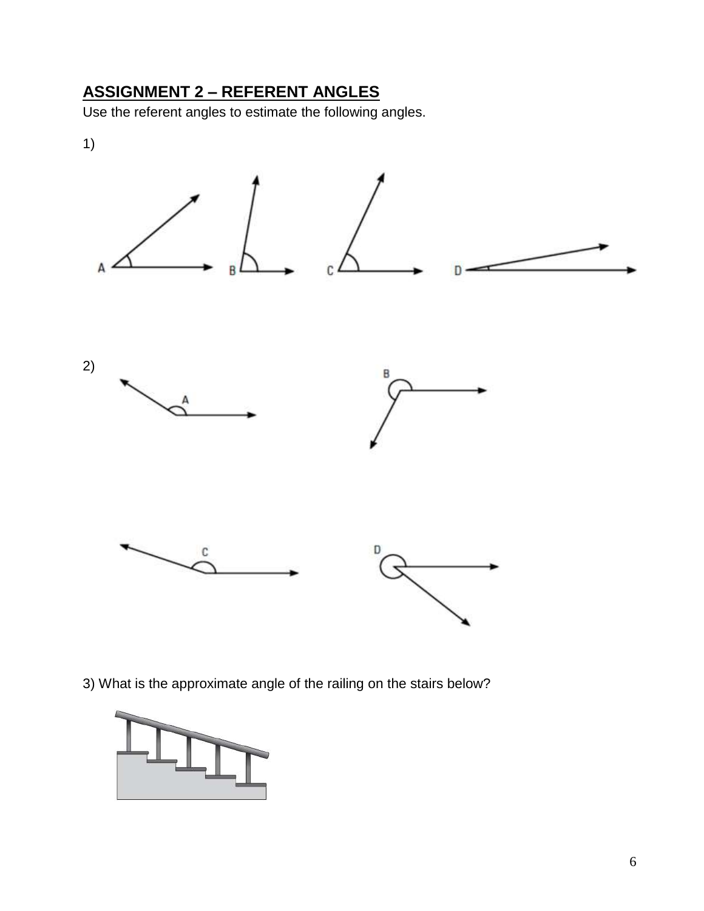## ASSIGNMENT 2 – REFERENT ANGLES

Use the referent angles to estimate the following angles.

1)

2)

3) What is the approximate angle of the railing on the stairs below?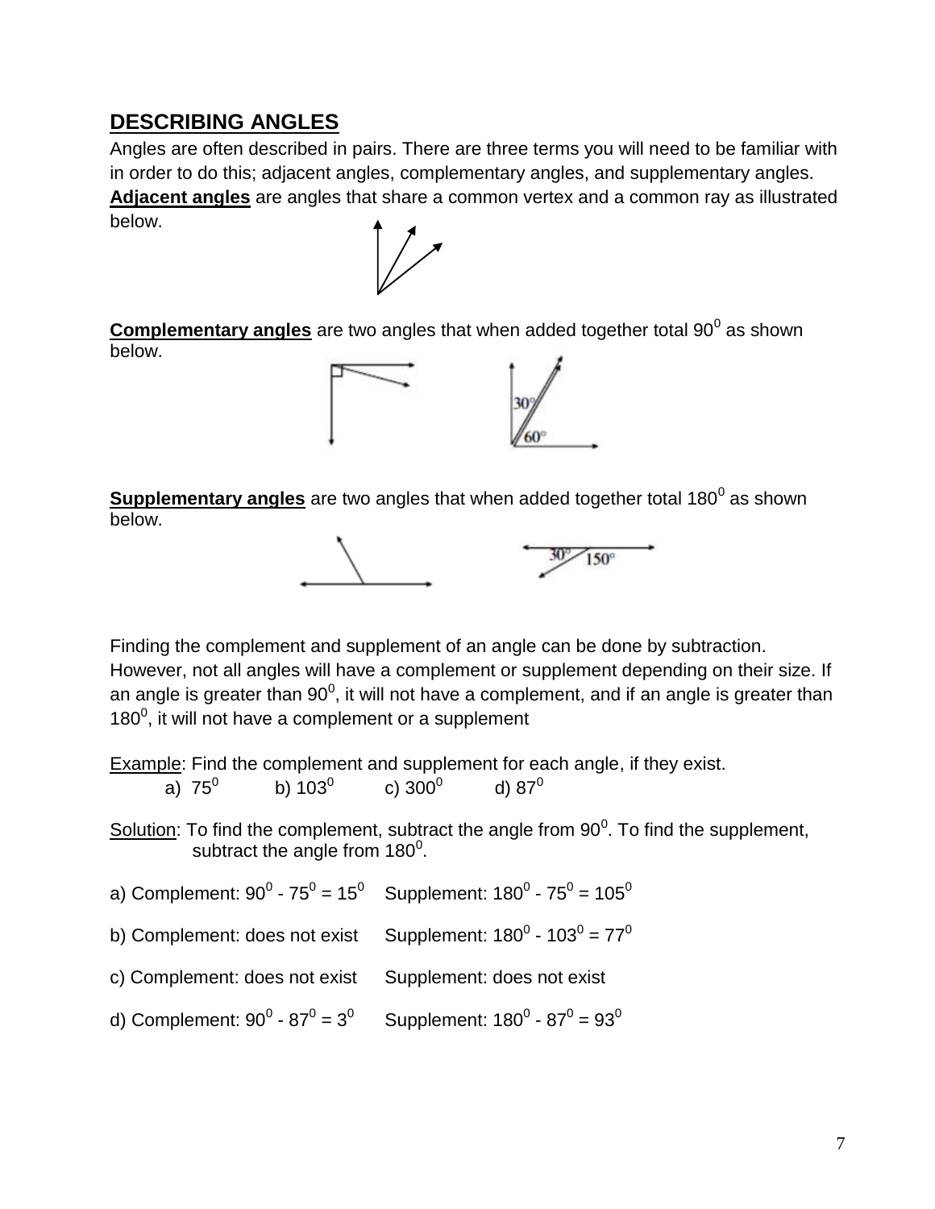## DESCRIBING ANGLES

Angles are often described in pairs. There are three terms you will need to be familiar with in order to do this; adjacent angles, complementary angles, and supplementary angles.

**Adjacent angles** are angles that share a common vertex and a common ray as illustrated below.

**Complementary angles** are two angles that when added together total $90^0$ as shown below.

**Supplementary angles** are two angles that when added together total $180^0$ as shown below.

Finding the complement and supplement of an angle can be done by subtraction. However, not all angles will have a complement or supplement depending on their size. If an angle is greater than $90^0$, it will not have a complement, and if an angle is greater than $180^0$, it will not have a complement or a supplement

Example: Find the complement and supplement for each angle, if they exist.

a) $75^0$ b) $103^0$ c) $300^0$ d) $87^0$

Solution: To find the complement, subtract the angle from $90^0$. To find the supplement, subtract the angle from $180^0$.

a) Complement: $90^0 - 75^0 = 15^0$ Supplement: $180^0 - 75^0 = 105^0$

b) Complement: does not exist Supplement: $180^0 - 103^0 = 77^0$

c) Complement: does not exist Supplement: does not exist

d) Complement: $90^0 - 87^0 = 3^0$ Supplement: $180^0 - 87^0 = 93^0$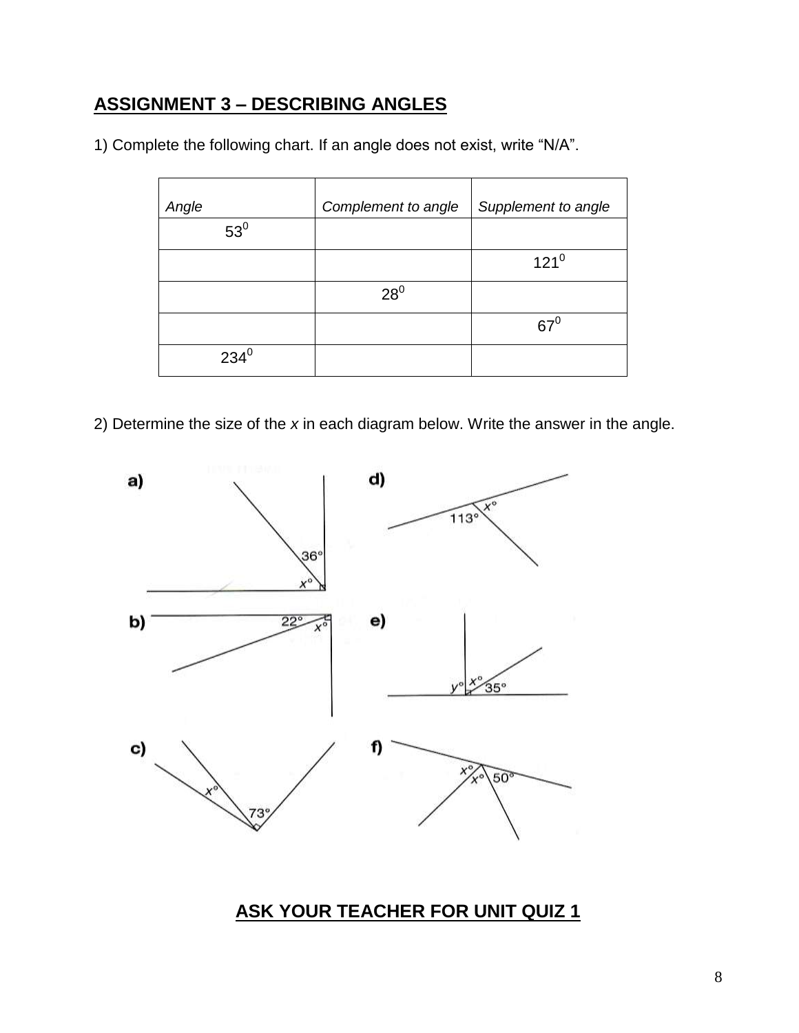## ASSIGNMENT 3 – DESCRIBING ANGLES

1) Complete the following chart. If an angle does not exist, write "N/A".

| *Angle* | *Complement to angle* | *Supplement to angle* |
|---|---|---|
| $53^0$ | | |
| | | $121^0$ |
| | $28^0$ | |
| | | $67^0$ |
| $234^0$ | | |

2) Determine the size of the *x* in each diagram below. Write the answer in the angle.

a) 36° x°

b) 22° x°

c) x° 73°

d) 113° x°

e) y° x° 35°

f) x° x° 50°

## ASK YOUR TEACHER FOR UNIT QUIZ 1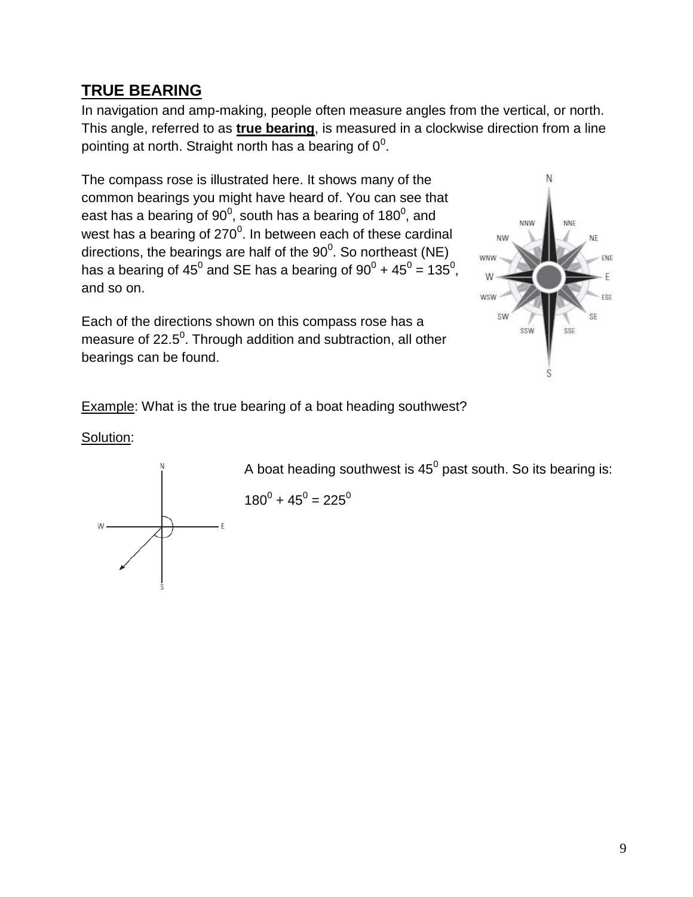## TRUE BEARING

In navigation and amp-making, people often measure angles from the vertical, or north. This angle, referred to as **true bearing**, is measured in a clockwise direction from a line pointing at north. Straight north has a bearing of $0^0$.

The compass rose is illustrated here. It shows many of the common bearings you might have heard of. You can see that east has a bearing of $90^0$, south has a bearing of $180^0$, and west has a bearing of $270^0$. In between each of these cardinal directions, the bearings are half of the $90^0$. So northeast (NE) has a bearing of $45^0$ and SE has a bearing of $90^0 + 45^0 = 135^0$, and so on.

Each of the directions shown on this compass rose has a measure of $22.5^0$. Through addition and subtraction, all other bearings can be found.

Example: What is the true bearing of a boat heading southwest?

Solution:

A boat heading southwest is $45^0$ past south. So its bearing is:

$180^0 + 45^0 = 225^0$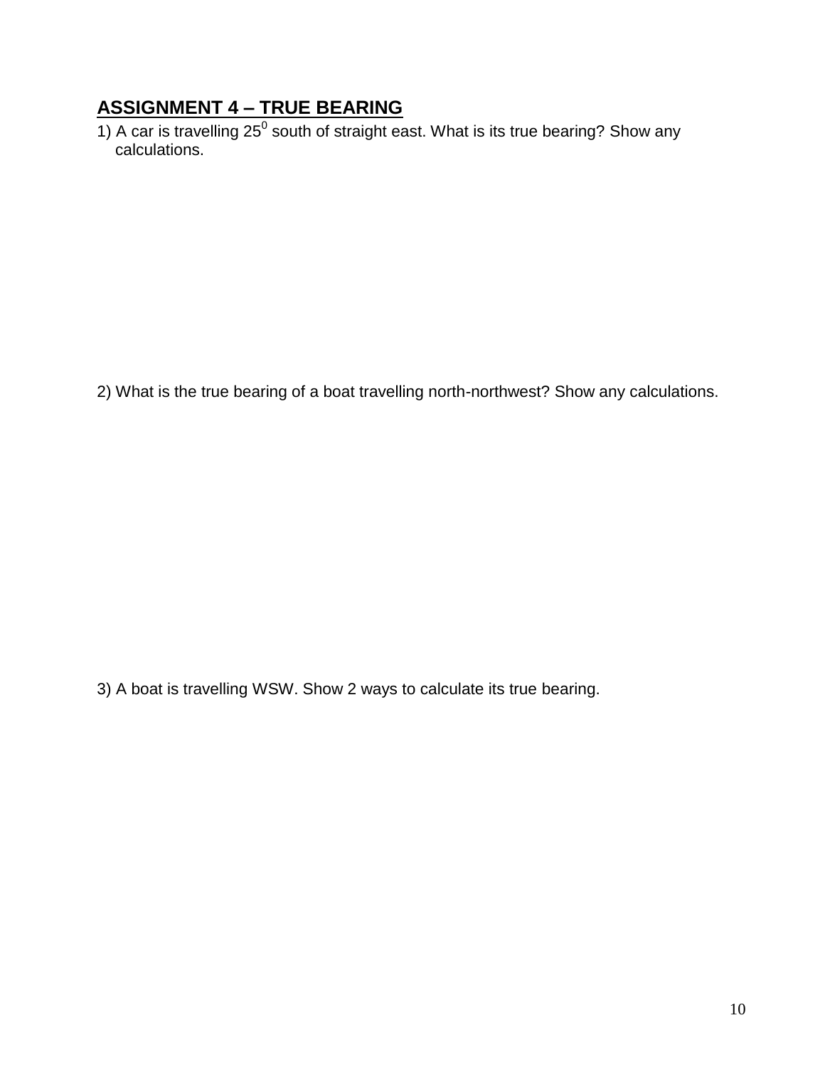## ASSIGNMENT 4 – TRUE BEARING

1) A car is travelling $25^0$ south of straight east. What is its true bearing? Show any calculations.

2) What is the true bearing of a boat travelling north-northwest? Show any calculations.

3) A boat is travelling WSW. Show 2 ways to calculate its true bearing.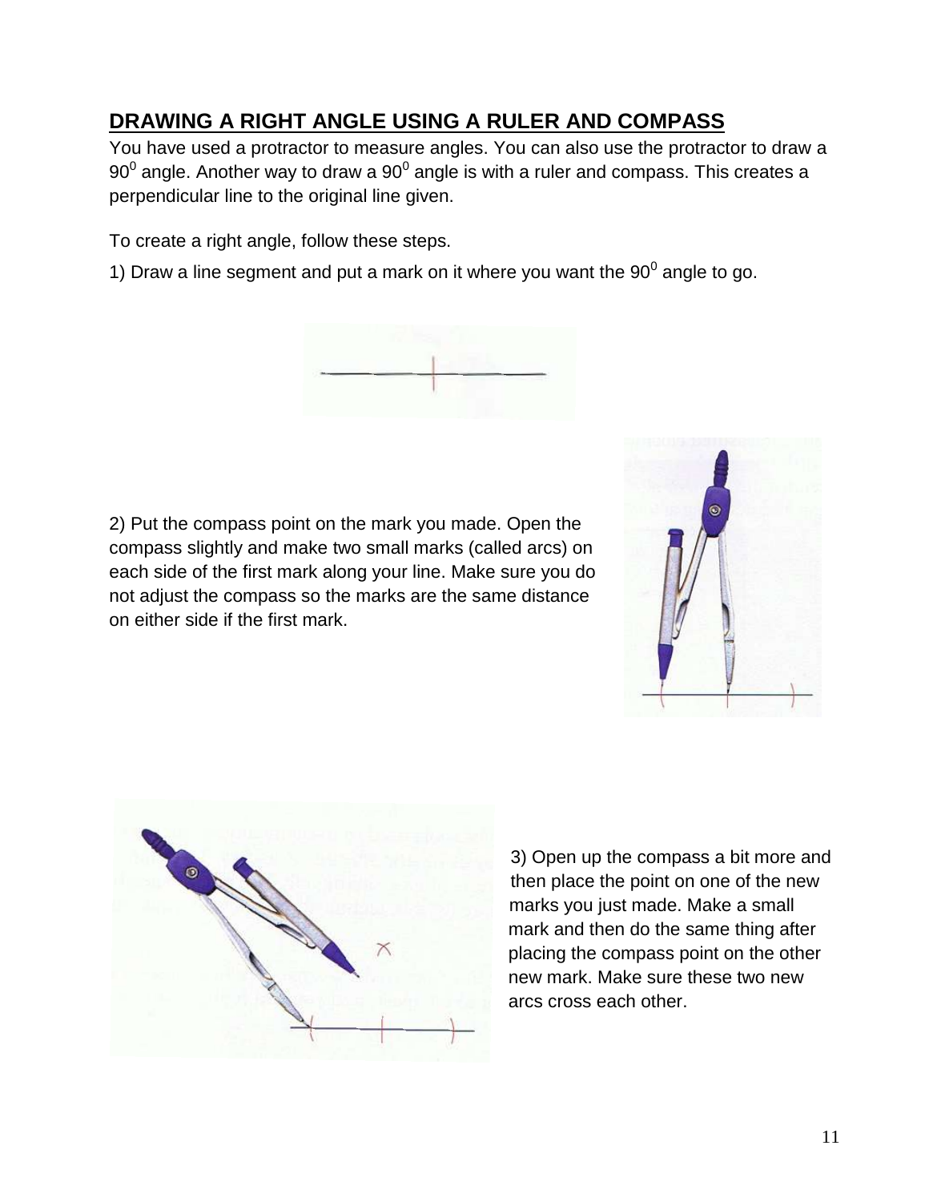## DRAWING A RIGHT ANGLE USING A RULER AND COMPASS

You have used a protractor to measure angles. You can also use the protractor to draw a $90^0$ angle. Another way to draw a $90^0$ angle is with a ruler and compass. This creates a perpendicular line to the original line given.

To create a right angle, follow these steps.

1) Draw a line segment and put a mark on it where you want the $90^0$ angle to go.

2) Put the compass point on the mark you made. Open the compass slightly and make two small marks (called arcs) on each side of the first mark along your line. Make sure you do not adjust the compass so the marks are the same distance on either side if the first mark.

3) Open up the compass a bit more and then place the point on one of the new marks you just made. Make a small mark and then do the same thing after placing the compass point on the other new mark. Make sure these two new arcs cross each other.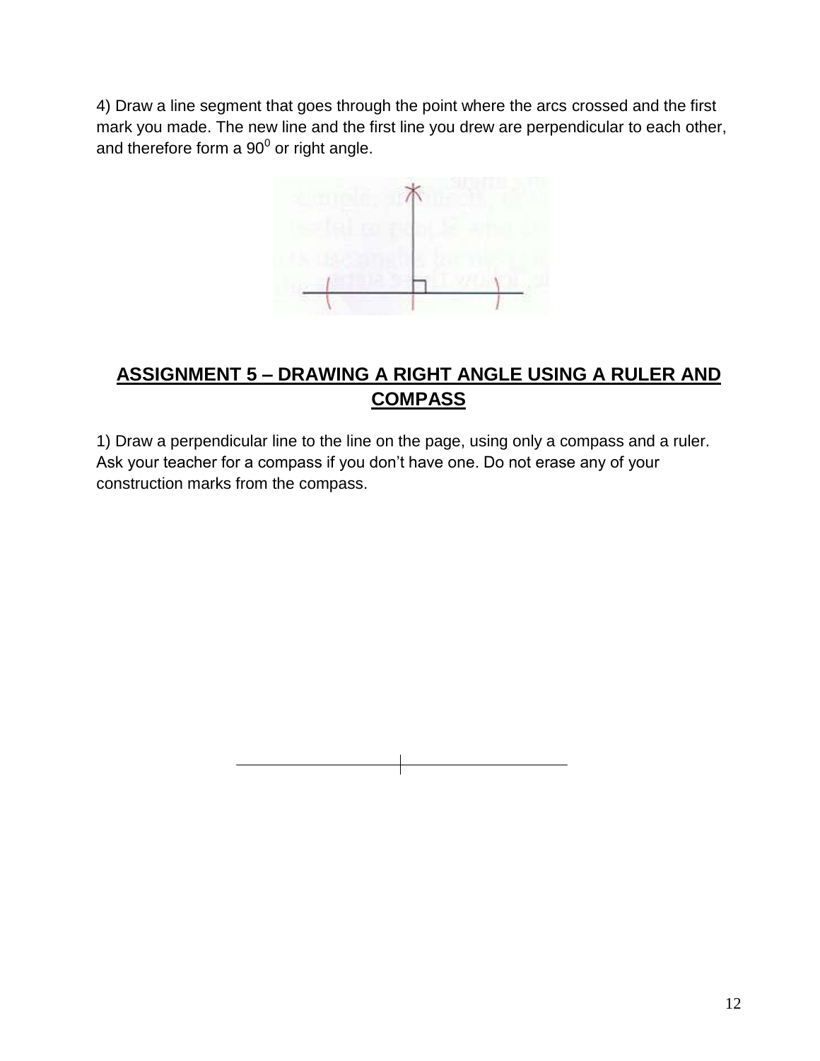4) Draw a line segment that goes through the point where the arcs crossed and the first mark you made. The new line and the first line you drew are perpendicular to each other, and therefore form a $90^0$ or right angle.

## ASSIGNMENT 5 – DRAWING A RIGHT ANGLE USING A RULER AND COMPASS

1) Draw a perpendicular line to the line on the page, using only a compass and a ruler. Ask your teacher for a compass if you don't have one. Do not erase any of your construction marks from the compass.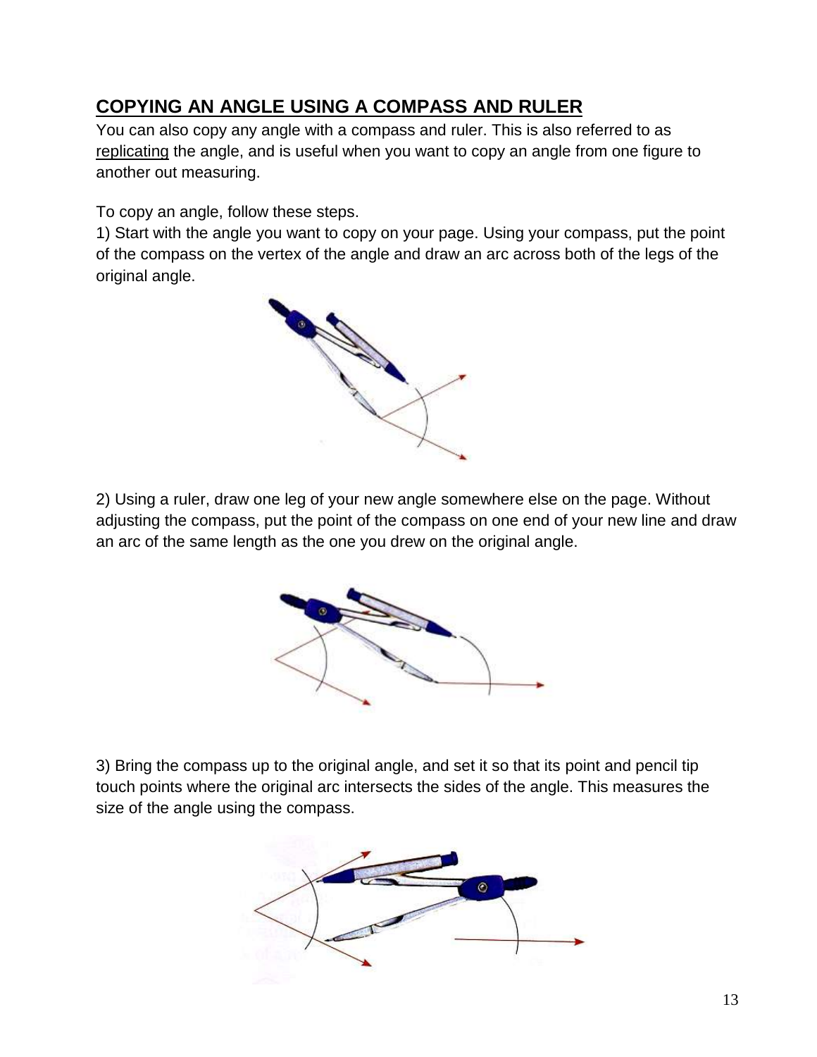## COPYING AN ANGLE USING A COMPASS AND RULER

You can also copy any angle with a compass and ruler. This is also referred to as replicating the angle, and is useful when you want to copy an angle from one figure to another out measuring.

To copy an angle, follow these steps.

1) Start with the angle you want to copy on your page. Using your compass, put the point of the compass on the vertex of the angle and draw an arc across both of the legs of the original angle.

2) Using a ruler, draw one leg of your new angle somewhere else on the page. Without adjusting the compass, put the point of the compass on one end of your new line and draw an arc of the same length as the one you drew on the original angle.

3) Bring the compass up to the original angle, and set it so that its point and pencil tip touch points where the original arc intersects the sides of the angle. This measures the size of the angle using the compass.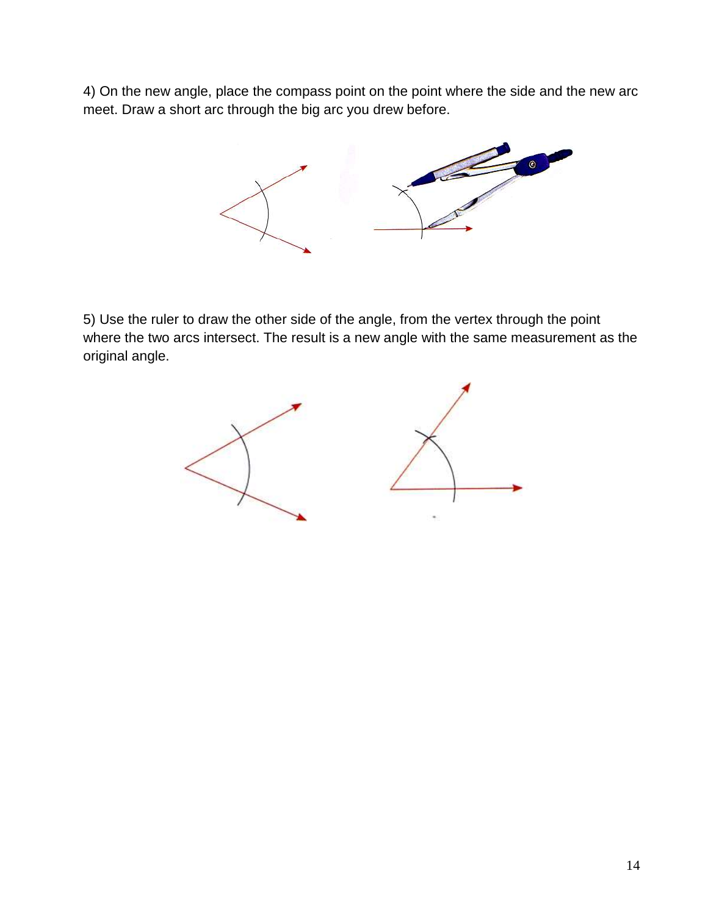4) On the new angle, place the compass point on the point where the side and the new arc meet. Draw a short arc through the big arc you drew before.

5) Use the ruler to draw the other side of the angle, from the vertex through the point where the two arcs intersect. The result is a new angle with the same measurement as the original angle.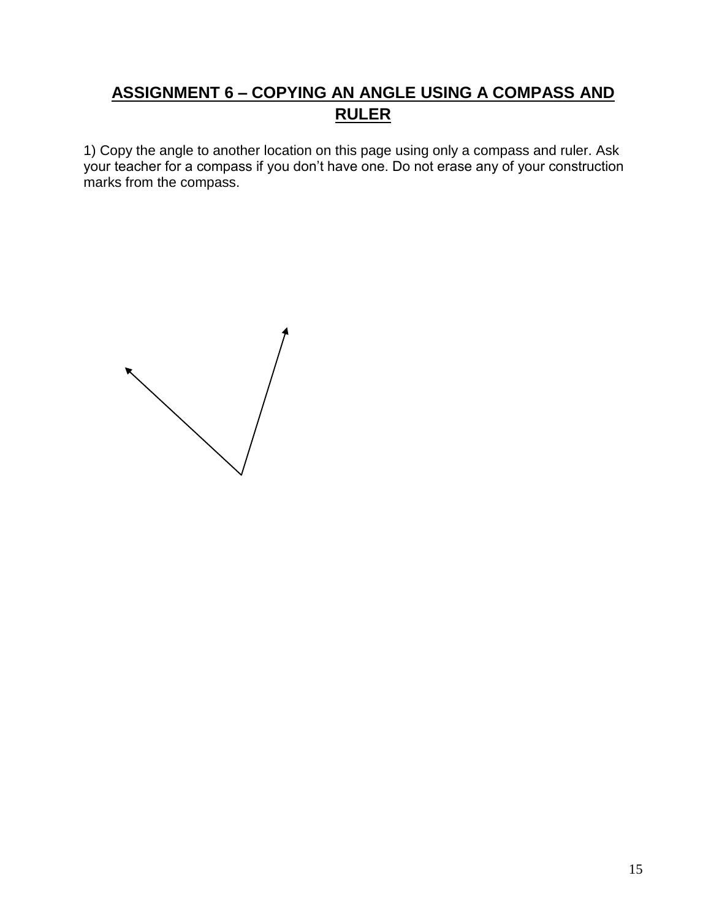## ASSIGNMENT 6 – COPYING AN ANGLE USING A COMPASS AND RULER

1) Copy the angle to another location on this page using only a compass and ruler. Ask your teacher for a compass if you don't have one. Do not erase any of your construction marks from the compass.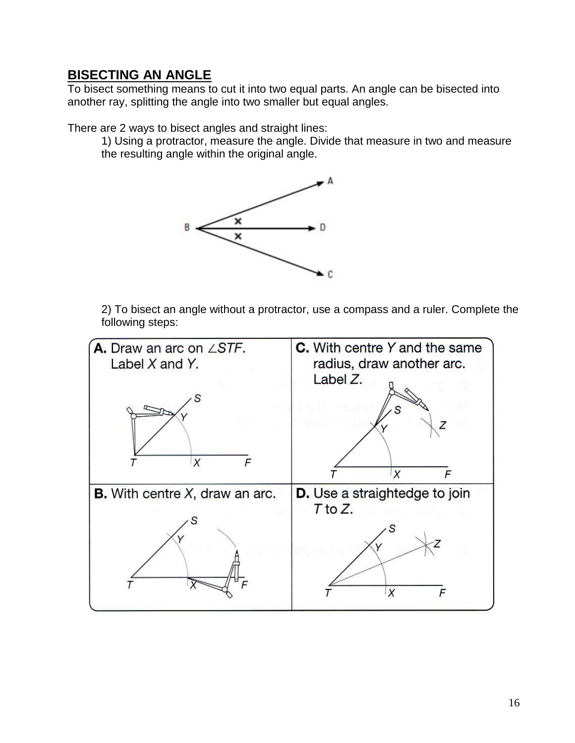## BISECTING AN ANGLE

To bisect something means to cut it into two equal parts. An angle can be bisected into another ray, splitting the angle into two smaller but equal angles.

There are 2 ways to bisect angles and straight lines:

1) Using a protractor, measure the angle. Divide that measure in two and measure the resulting angle within the original angle.

2) To bisect an angle without a protractor, use a compass and a ruler. Complete the following steps:

**A.** Draw an arc on $\angle STF$. Label $X$ and $Y$.

**B.** With centre $X$, draw an arc.

**C.** With centre $Y$ and the same radius, draw another arc. Label $Z$.

**D.** Use a straightedge to join $T$ to $Z$.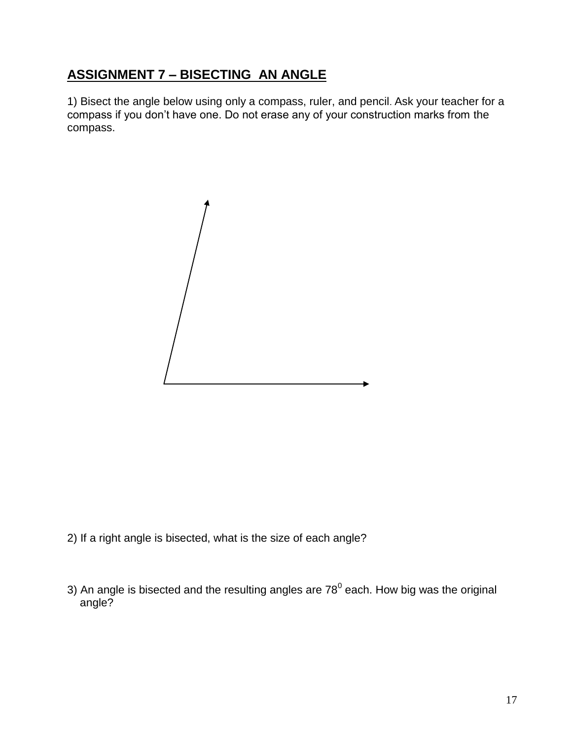## ASSIGNMENT 7 – BISECTING AN ANGLE

1) Bisect the angle below using only a compass, ruler, and pencil. Ask your teacher for a compass if you don't have one. Do not erase any of your construction marks from the compass.

2) If a right angle is bisected, what is the size of each angle?

3) An angle is bisected and the resulting angles are $78^0$ each. How big was the original angle?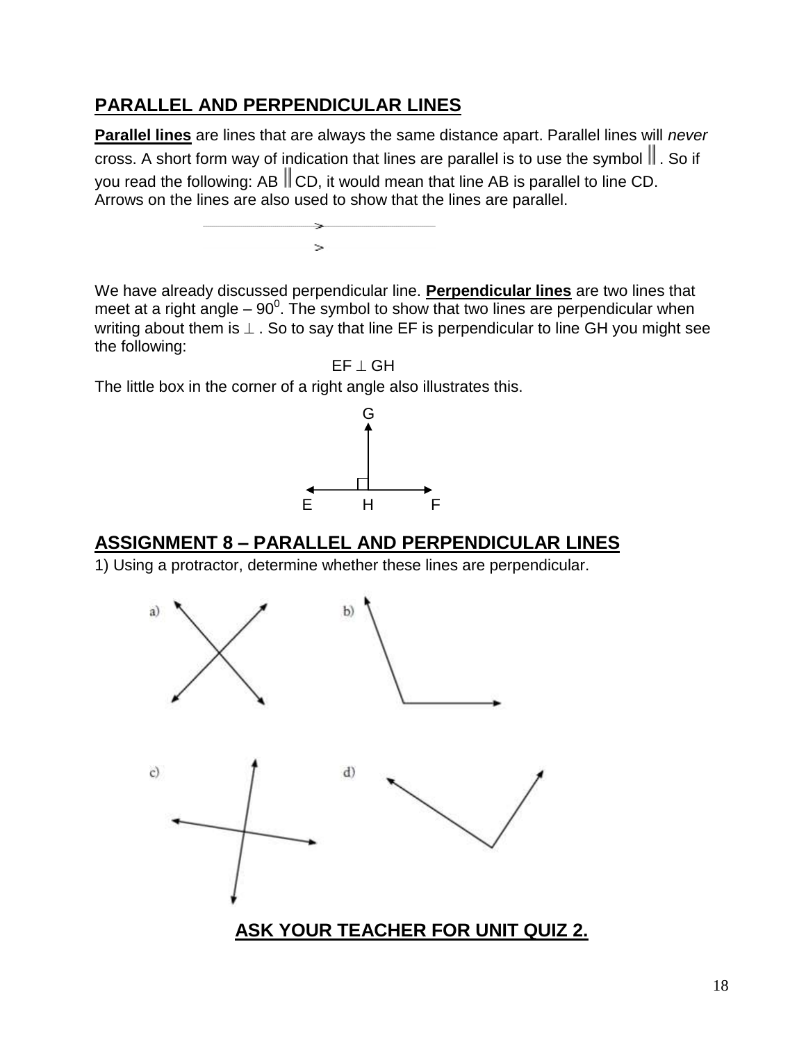## PARALLEL AND PERPENDICULAR LINES

**Parallel lines** are lines that are always the same distance apart. Parallel lines will *never* cross. A short form way of indication that lines are parallel is to use the symbol $\parallel$. So if you read the following: AB $\parallel$ CD, it would mean that line AB is parallel to line CD. Arrows on the lines are also used to show that the lines are parallel.

We have already discussed perpendicular line. **Perpendicular lines** are two lines that meet at a right angle – $90^0$. The symbol to show that two lines are perpendicular when writing about them is $\perp$ . So to say that line EF is perpendicular to line GH you might see the following:

$$EF \perp GH$$

The little box in the corner of a right angle also illustrates this.

G

E H F

## ASSIGNMENT 8 – PARALLEL AND PERPENDICULAR LINES

1) Using a protractor, determine whether these lines are perpendicular.

a) b)

c) d)

**ASK YOUR TEACHER FOR UNIT QUIZ 2.**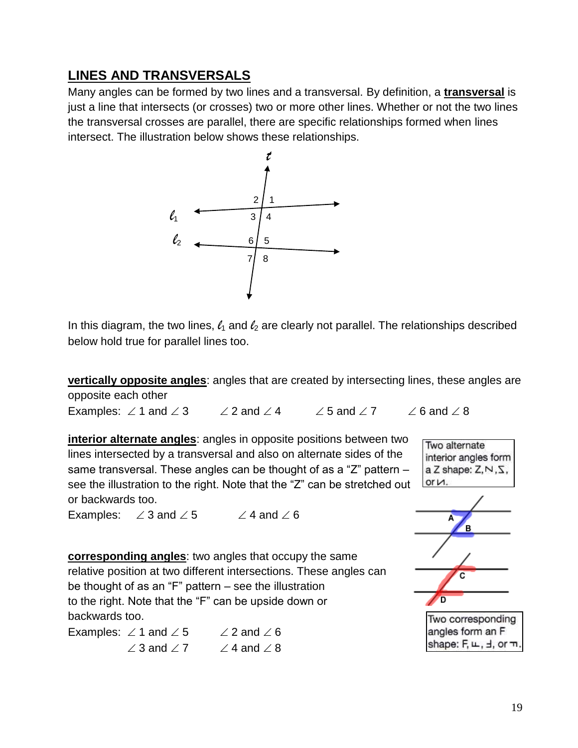## LINES AND TRANSVERSALS

Many angles can be formed by two lines and a transversal. By definition, a **transversal** is just a line that intersects (or crosses) two or more other lines. Whether or not the two lines the transversal crosses are parallel, there are specific relationships formed when lines intersect. The illustration below shows these relationships.

In this diagram, the two lines, $\ell_1$ and $\ell_2$ are clearly not parallel. The relationships described below hold true for parallel lines too.

**vertically opposite angles**: angles that are created by intersecting lines, these angles are opposite each other

Examples: $\angle 1$ and $\angle 3$ $\quad$ $\angle 2$ and $\angle 4$ $\quad$ $\angle 5$ and $\angle 7$ $\quad$ $\angle 6$ and $\angle 8$

**interior alternate angles**: angles in opposite positions between two lines intersected by a transversal and also on alternate sides of the same transversal. These angles can be thought of as a "Z" pattern – see the illustration to the right. Note that the "Z" can be stretched out or backwards too.

Examples: $\angle 3$ and $\angle 5$ $\quad$ $\angle 4$ and $\angle 6$

Two alternate interior angles form a Z shape: Z, N, S, or И.

**corresponding angles**: two angles that occupy the same relative position at two different intersections. These angles can be thought of as an "F" pattern – see the illustration to the right. Note that the "F" can be upside down or backwards too.

Examples: $\angle 1$ and $\angle 5$ $\quad$ $\angle 2$ and $\angle 6$

$\angle 3$ and $\angle 7$ $\quad$ $\angle 4$ and $\angle 8$

Two corresponding angles form an F shape: F, ⅃, ꟻ, or ⅂.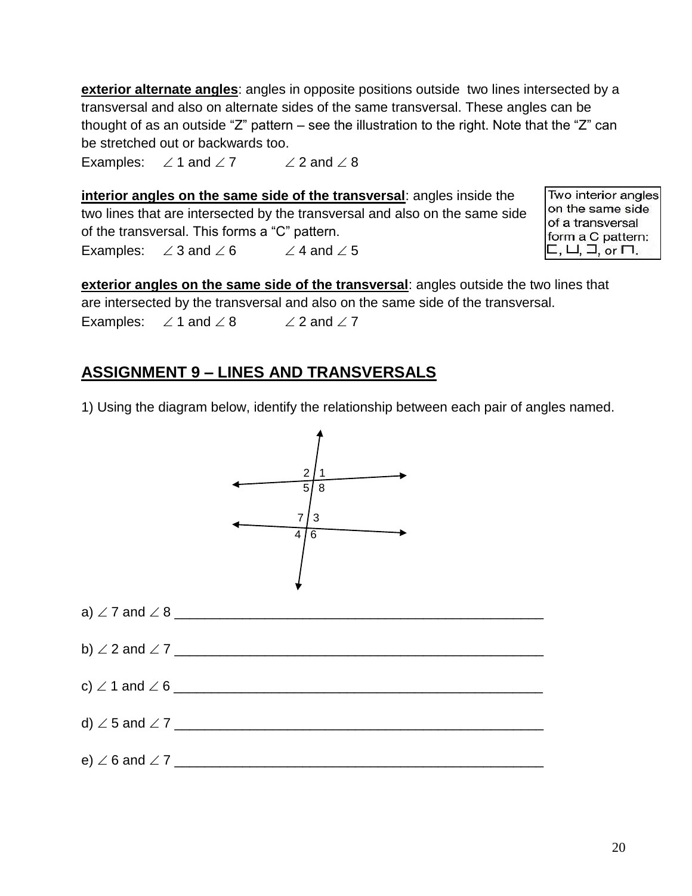**exterior alternate angles**: angles in opposite positions outside two lines intersected by a transversal and also on alternate sides of the same transversal. These angles can be thought of as an outside "Z" pattern – see the illustration to the right. Note that the "Z" can be stretched out or backwards too.

Examples: $\angle$ 1 and $\angle$ 7 $\quad$ $\angle$ 2 and $\angle$ 8

**interior angles on the same side of the transversal**: angles inside the two lines that are intersected by the transversal and also on the same side of the transversal. This forms a "C" pattern.

Examples: $\angle$ 3 and $\angle$ 6 $\quad$ $\angle$ 4 and $\angle$ 5

Two interior angles on the same side of a transversal form a C pattern: ⊏, ⊔, ⊐, or ⊓.

**exterior angles on the same side of the transversal**: angles outside the two lines that are intersected by the transversal and also on the same side of the transversal.

Examples: $\angle$ 1 and $\angle$ 8 $\quad$ $\angle$ 2 and $\angle$ 7

## ASSIGNMENT 9 – LINES AND TRANSVERSALS

1) Using the diagram below, identify the relationship between each pair of angles named.

a) $\angle$ 7 and $\angle$ 8 ________________________________________________

b) $\angle$ 2 and $\angle$ 7 ________________________________________________

c) $\angle$ 1 and $\angle$ 6 ________________________________________________

d) $\angle$ 5 and $\angle$ 7 ________________________________________________

e) $\angle$ 6 and $\angle$ 7 ________________________________________________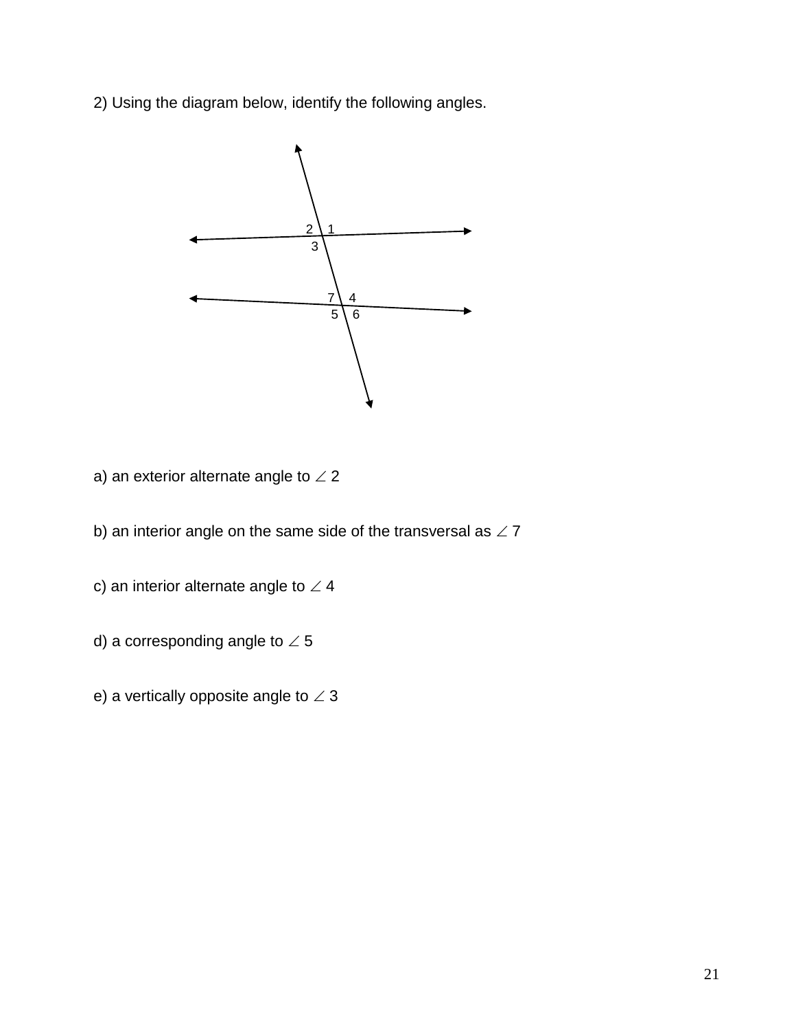2) Using the diagram below, identify the following angles.

a) an exterior alternate angle to $\angle 2$

b) an interior angle on the same side of the transversal as $\angle 7$

c) an interior alternate angle to $\angle 4$

d) a corresponding angle to $\angle 5$

e) a vertically opposite angle to $\angle 3$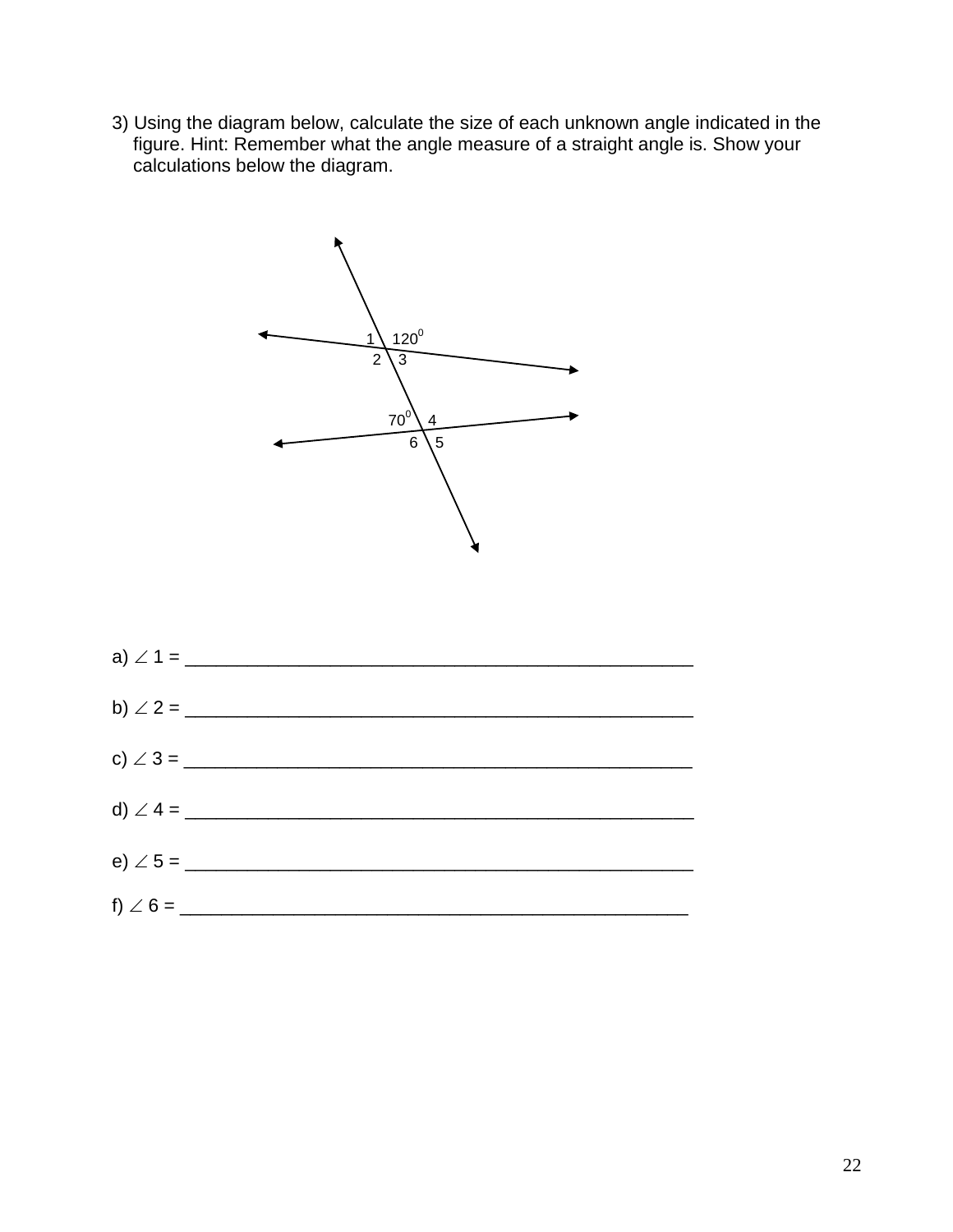3) Using the diagram below, calculate the size of each unknown angle indicated in the figure. Hint: Remember what the angle measure of a straight angle is. Show your calculations below the diagram.

a) $\angle$ 1 = ________________________________________________

b) $\angle$ 2 = ________________________________________________

c) $\angle$ 3 = ________________________________________________

d) $\angle$ 4 = ________________________________________________

e) $\angle$ 5 = ________________________________________________

f) $\angle$ 6 = ________________________________________________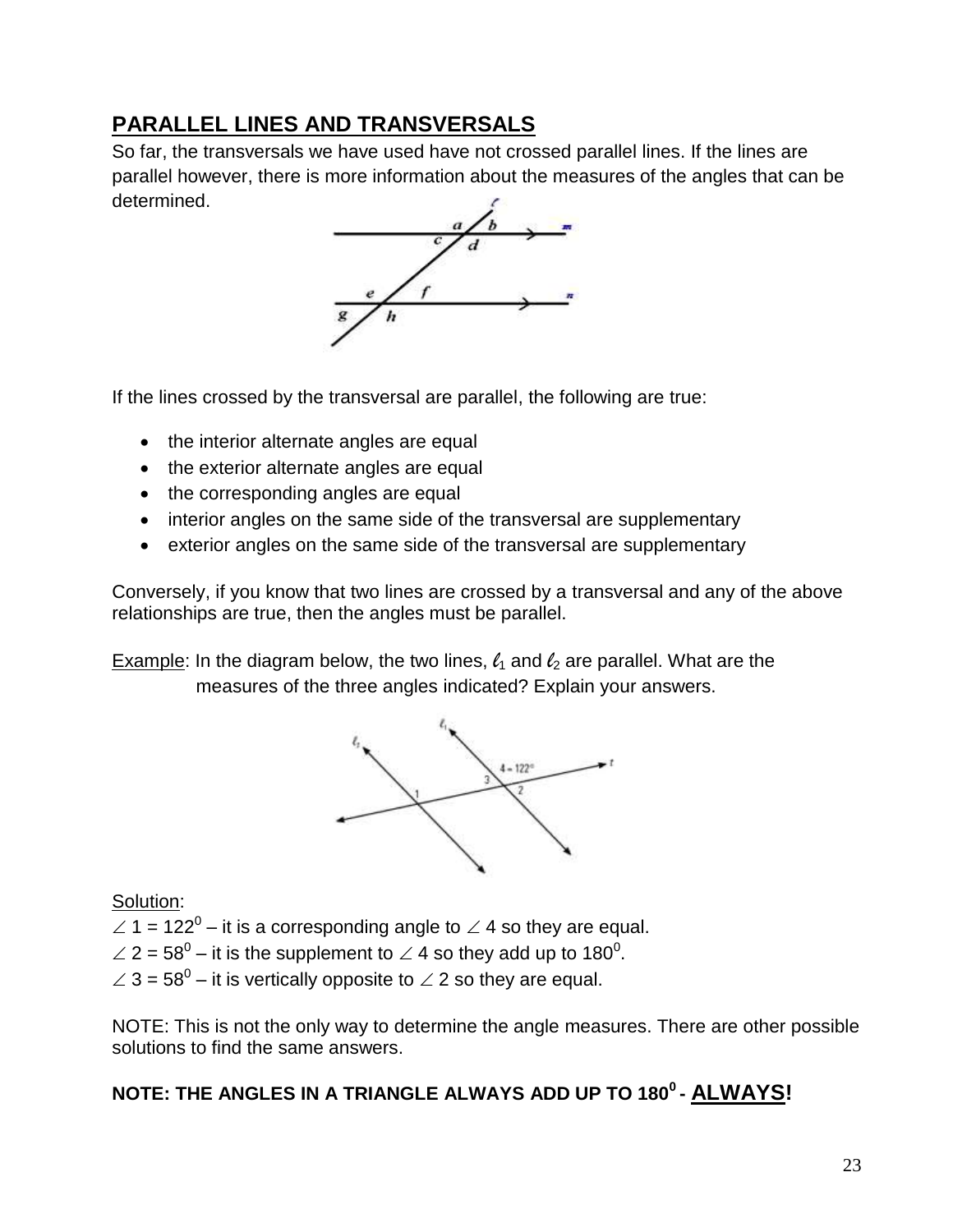## PARALLEL LINES AND TRANSVERSALS

So far, the transversals we have used have not crossed parallel lines. If the lines are parallel however, there is more information about the measures of the angles that can be determined.

If the lines crossed by the transversal are parallel, the following are true:

- the interior alternate angles are equal
- the exterior alternate angles are equal
- the corresponding angles are equal
- interior angles on the same side of the transversal are supplementary
- exterior angles on the same side of the transversal are supplementary

Conversely, if you know that two lines are crossed by a transversal and any of the above relationships are true, then the angles must be parallel.

Example: In the diagram below, the two lines, $\ell_1$ and $\ell_2$ are parallel. What are the measures of the three angles indicated? Explain your answers.

Solution:

$\angle 1 = 122^0$ – it is a corresponding angle to $\angle 4$ so they are equal.
$\angle 2 = 58^0$ – it is the supplement to $\angle 4$ so they add up to $180^0$.
$\angle 3 = 58^0$ – it is vertically opposite to $\angle 2$ so they are equal.

NOTE: This is not the only way to determine the angle measures. There are other possible solutions to find the same answers.

**NOTE: THE ANGLES IN A TRIANGLE ALWAYS ADD UP TO $180^0$ - ALWAYS!**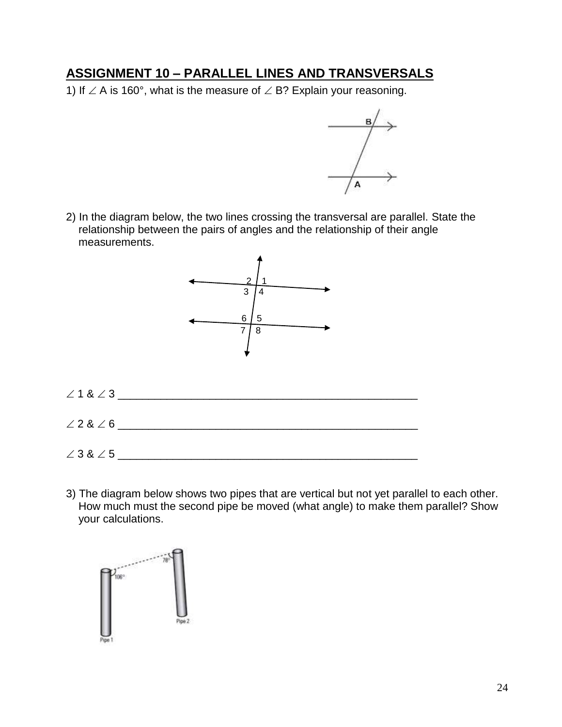## ASSIGNMENT 10 – PARALLEL LINES AND TRANSVERSALS

1) If ∠ A is 160°, what is the measure of ∠ B? Explain your reasoning.

2) In the diagram below, the two lines crossing the transversal are parallel. State the relationship between the pairs of angles and the relationship of their angle measurements.

∠ 1 & ∠ 3 ______________________________________________

∠ 2 & ∠ 6 ______________________________________________

∠ 3 & ∠ 5 ______________________________________________

3) The diagram below shows two pipes that are vertical but not yet parallel to each other. How much must the second pipe be moved (what angle) to make them parallel? Show your calculations.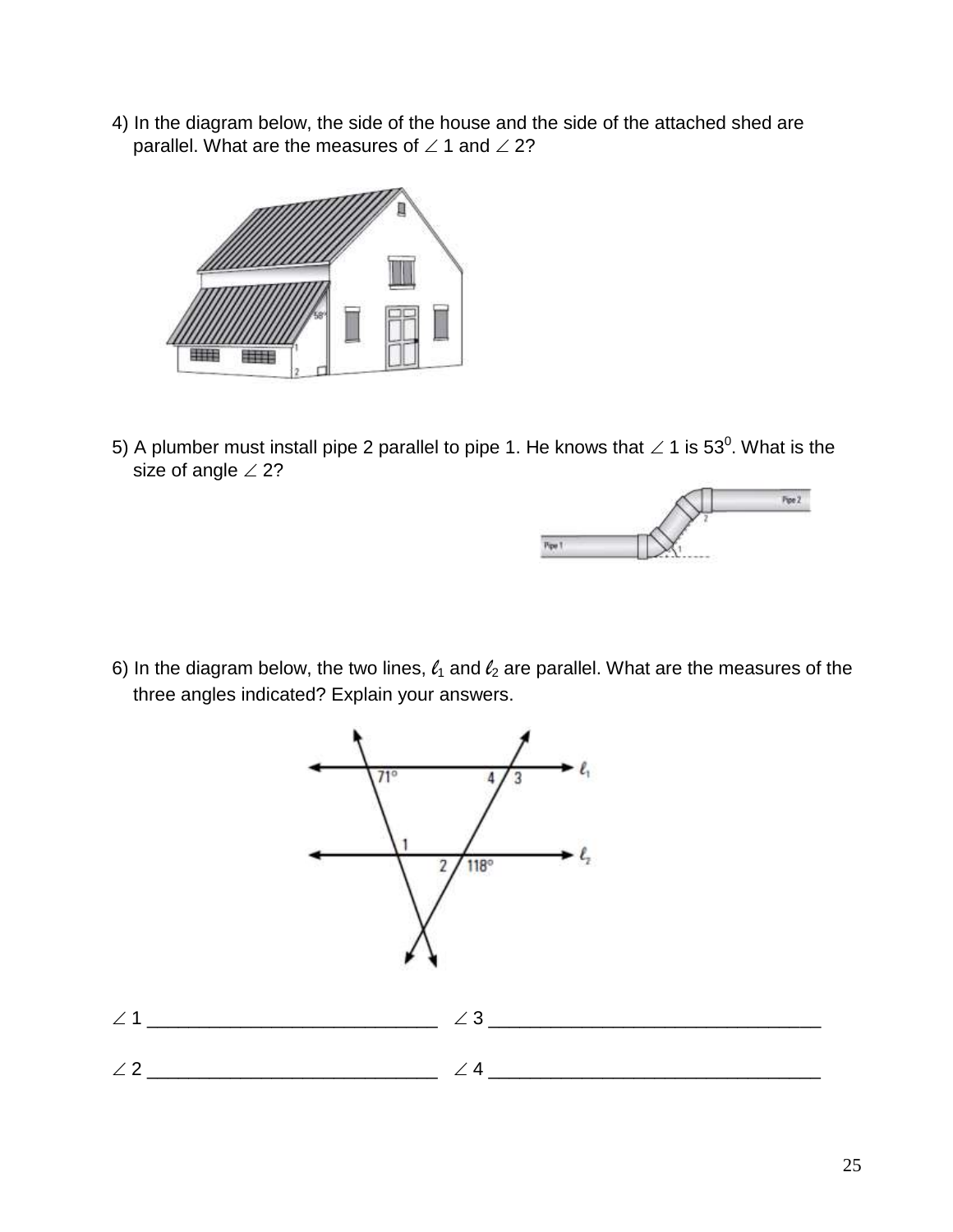4) In the diagram below, the side of the house and the side of the attached shed are parallel. What are the measures of $\angle 1$ and $\angle 2$?

58°

1

2

5) A plumber must install pipe 2 parallel to pipe 1. He knows that $\angle 1$ is $53^0$. What is the size of angle $\angle 2$?

Pipe 2

Pipe 1

2

1

6) In the diagram below, the two lines, $\ell_1$ and $\ell_2$ are parallel. What are the measures of the three angles indicated? Explain your answers.

71°

4

3

$\ell_1$

1

2

118°

$\ell_2$

$\angle 1$ ____________________________ $\angle 3$ ________________________________

$\angle 2$ ____________________________ $\angle 4$ ________________________________